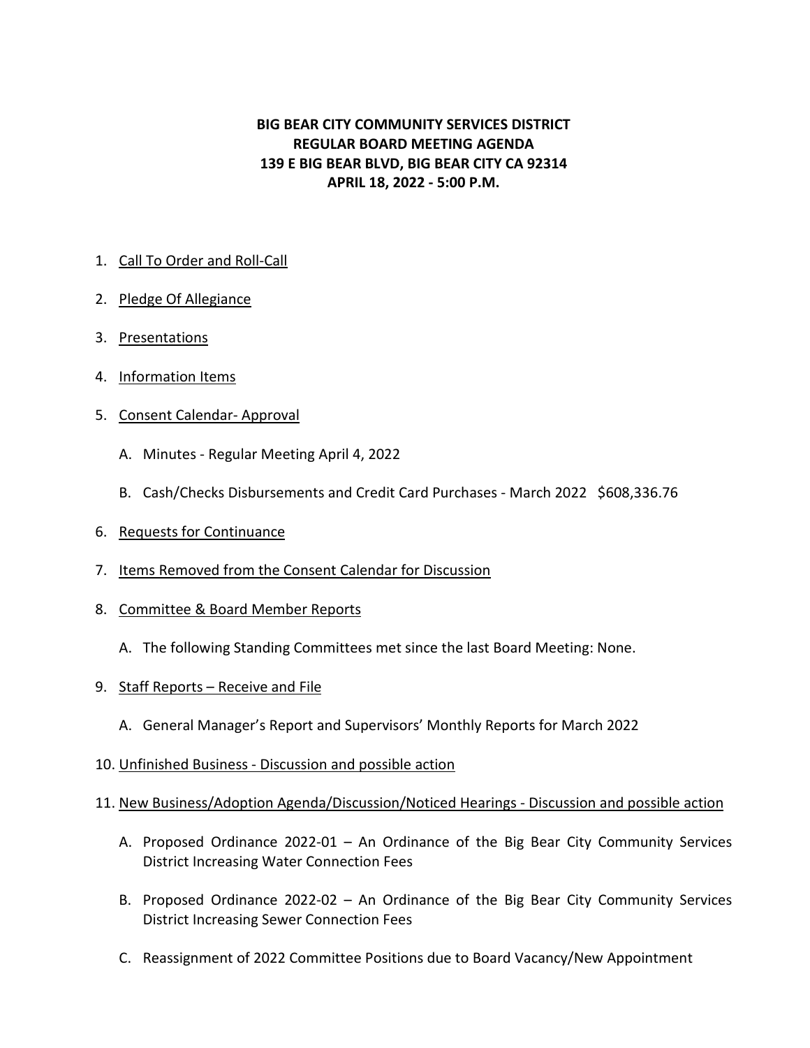# BIG BEAR CITY COMMUNITY SERVICES DISTRICT
## REGULAR BOARD MEETING AGENDA
## 139 E BIG BEAR BLVD, BIG BEAR CITY CA 92314
## APRIL 18, 2022 - 5:00 P.M.

1. Call To Order and Roll-Call

2. Pledge Of Allegiance

3. Presentations

4. Information Items

5. Consent Calendar- Approval

   A. Minutes - Regular Meeting April 4, 2022

   B. Cash/Checks Disbursements and Credit Card Purchases - March 2022 $608,336.76

6. Requests for Continuance

7. Items Removed from the Consent Calendar for Discussion

8. Committee & Board Member Reports

   A. The following Standing Committees met since the last Board Meeting: None.

9. Staff Reports – Receive and File

   A. General Manager's Report and Supervisors' Monthly Reports for March 2022

10. Unfinished Business - Discussion and possible action

11. New Business/Adoption Agenda/Discussion/Noticed Hearings - Discussion and possible action

    A. Proposed Ordinance 2022-01 – An Ordinance of the Big Bear City Community Services District Increasing Water Connection Fees

    B. Proposed Ordinance 2022-02 – An Ordinance of the Big Bear City Community Services District Increasing Sewer Connection Fees

    C. Reassignment of 2022 Committee Positions due to Board Vacancy/New Appointment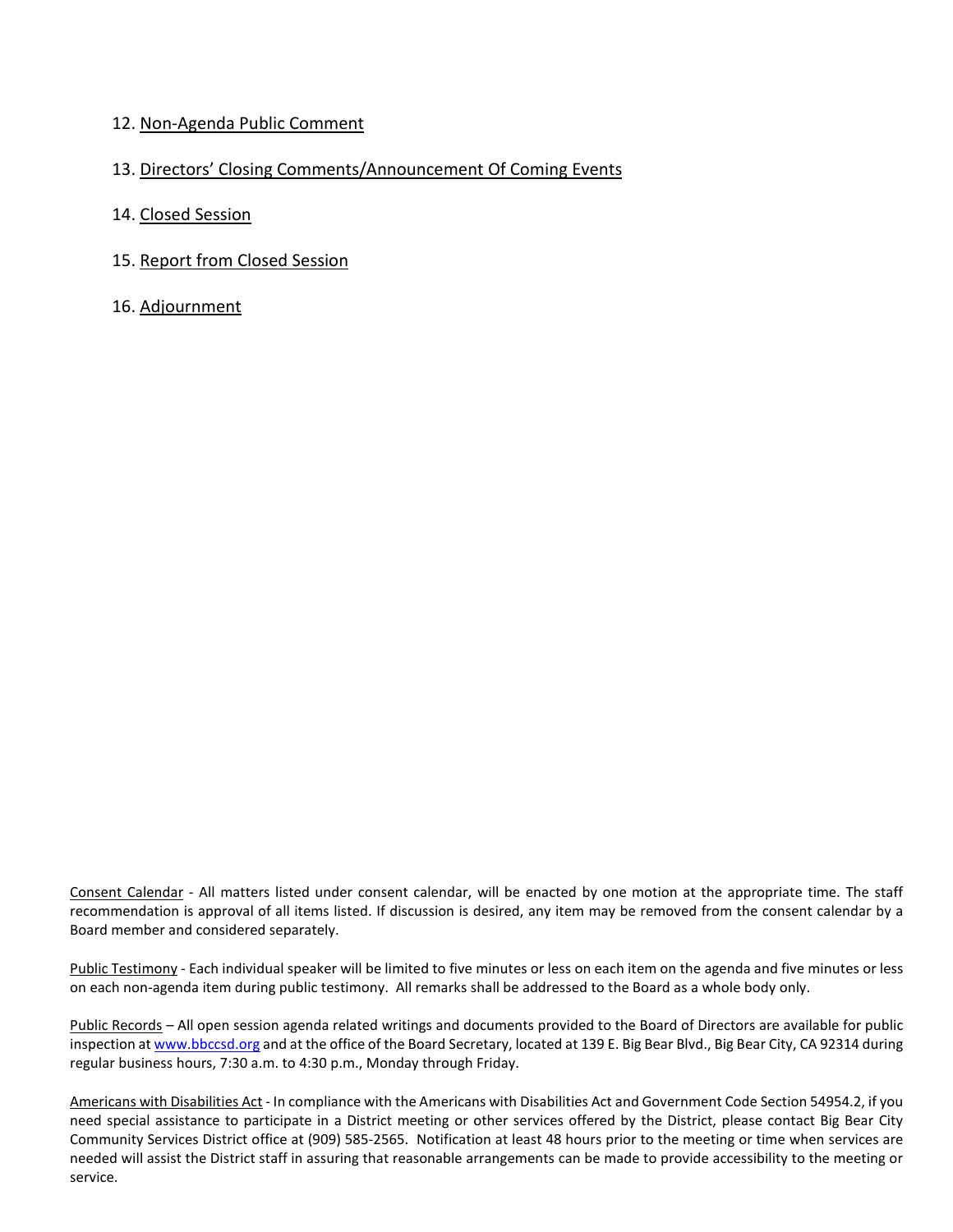12. Non-Agenda Public Comment

13. Directors' Closing Comments/Announcement Of Coming Events

14. Closed Session

15. Report from Closed Session

16. Adjournment

Consent Calendar - All matters listed under consent calendar, will be enacted by one motion at the appropriate time. The staff recommendation is approval of all items listed. If discussion is desired, any item may be removed from the consent calendar by a Board member and considered separately.

Public Testimony - Each individual speaker will be limited to five minutes or less on each item on the agenda and five minutes or less on each non-agenda item during public testimony. All remarks shall be addressed to the Board as a whole body only.

Public Records – All open session agenda related writings and documents provided to the Board of Directors are available for public inspection at www.bbccsd.org and at the office of the Board Secretary, located at 139 E. Big Bear Blvd., Big Bear City, CA 92314 during regular business hours, 7:30 a.m. to 4:30 p.m., Monday through Friday.

Americans with Disabilities Act - In compliance with the Americans with Disabilities Act and Government Code Section 54954.2, if you need special assistance to participate in a District meeting or other services offered by the District, please contact Big Bear City Community Services District office at (909) 585-2565. Notification at least 48 hours prior to the meeting or time when services are needed will assist the District staff in assuring that reasonable arrangements can be made to provide accessibility to the meeting or service.